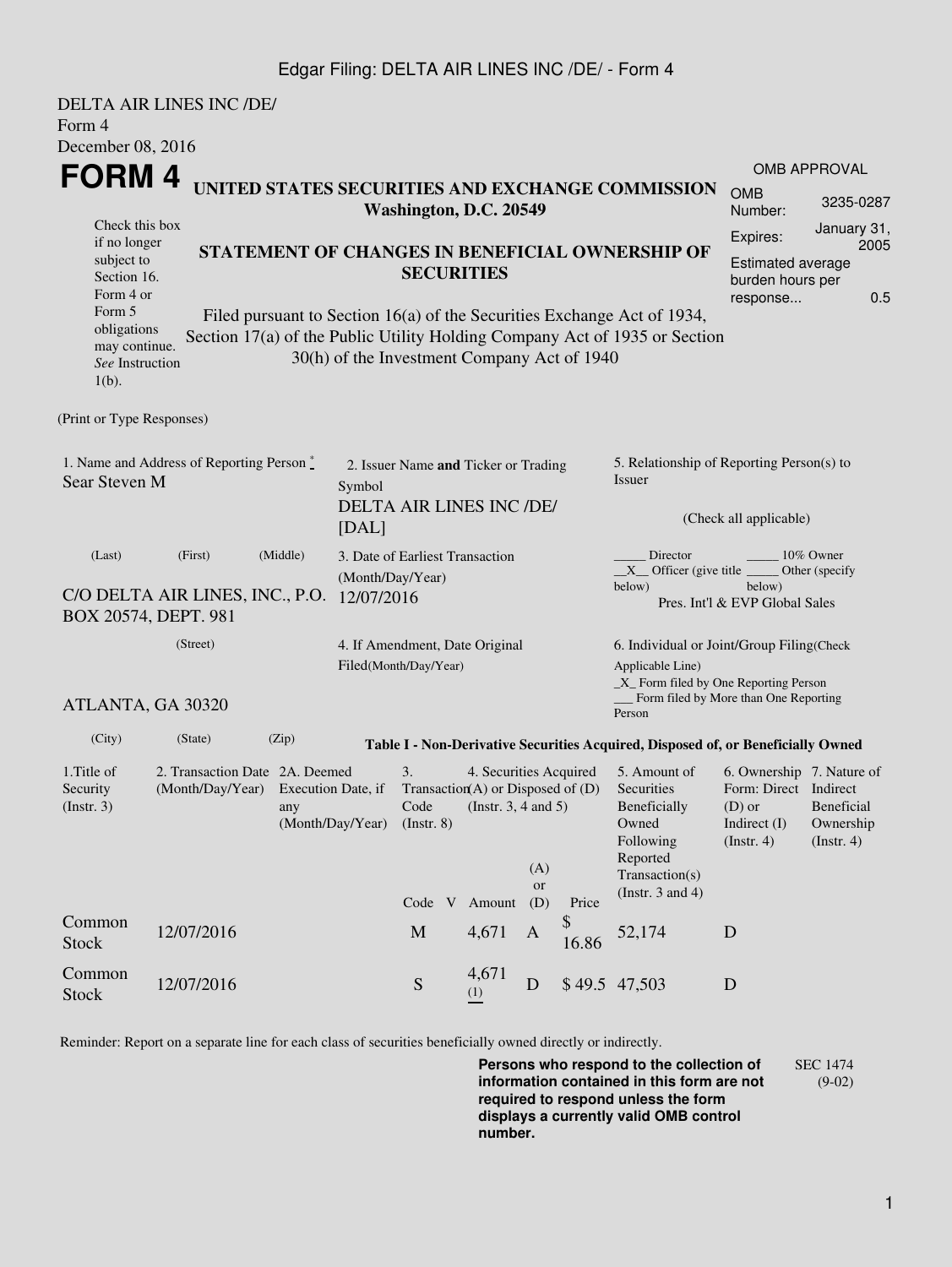DELTA AIR LINES INC /DE/
Form 4
December 08, 2016

# FORM 4

**UNITED STATES SECURITIES AND EXCHANGE COMMISSION**
**Washington, D.C. 20549**

**STATEMENT OF CHANGES IN BENEFICIAL OWNERSHIP OF SECURITIES**

Filed pursuant to Section 16(a) of the Securities Exchange Act of 1934, Section 17(a) of the Public Utility Holding Company Act of 1935 or Section 30(h) of the Investment Company Act of 1940

Check this box if no longer subject to Section 16. Form 4 or Form 5 obligations may continue. *See* Instruction 1(b).

| OMB APPROVAL | |
|---|---|
| OMB Number: | 3235-0287 |
| Expires: | January 31, 2005 |
| Estimated average burden hours per response... | 0.5 |

(Print or Type Responses)

1. Name and Address of Reporting Person *
Sear Steven M

(Last) (First) (Middle)

C/O DELTA AIR LINES, INC., P.O. BOX 20574, DEPT. 981

(Street)

ATLANTA, GA 30320

(City) (State) (Zip)

2. Issuer Name **and** Ticker or Trading Symbol
DELTA AIR LINES INC /DE/ [DAL]

3. Date of Earliest Transaction (Month/Day/Year)
12/07/2016

4. If Amendment, Date Original Filed(Month/Day/Year)

5. Relationship of Reporting Person(s) to Issuer

(Check all applicable)

_____ Director _____ 10% Owner
\_\_X\_\_ Officer (give title below) _____ Other (specify below)
Pres. Int'l & EVP Global Sales

6. Individual or Joint/Group Filing(Check Applicable Line)
_X_ Form filed by One Reporting Person
___ Form filed by More than One Reporting Person

**Table I - Non-Derivative Securities Acquired, Disposed of, or Beneficially Owned**

| 1.Title of Security (Instr. 3) | 2. Transaction Date (Month/Day/Year) | 2A. Deemed Execution Date, if any (Month/Day/Year) | 3. Transaction Code (Instr. 8) | | 4. Securities Acquired (A) or Disposed of (D) (Instr. 3, 4 and 5) | | | 5. Amount of Securities Beneficially Owned Following Reported Transaction(s) (Instr. 3 and 4) | 6. Ownership Form: Direct (D) or Indirect (I) (Instr. 4) | 7. Nature of Indirect Beneficial Ownership (Instr. 4) |
|---|---|---|---|---|---|---|---|---|---|---|
| | | | Code | V | Amount | (A) or (D) | Price | | | |
| Common Stock | 12/07/2016 | | M | | 4,671 | A | $ 16.86 | 52,174 | D | |
| Common Stock | 12/07/2016 | | S | | 4,671 (1) | D | $ 49.5 | 47,503 | D | |

Reminder: Report on a separate line for each class of securities beneficially owned directly or indirectly.

**Persons who respond to the collection of information contained in this form are not required to respond unless the form displays a currently valid OMB control number.**

SEC 1474 (9-02)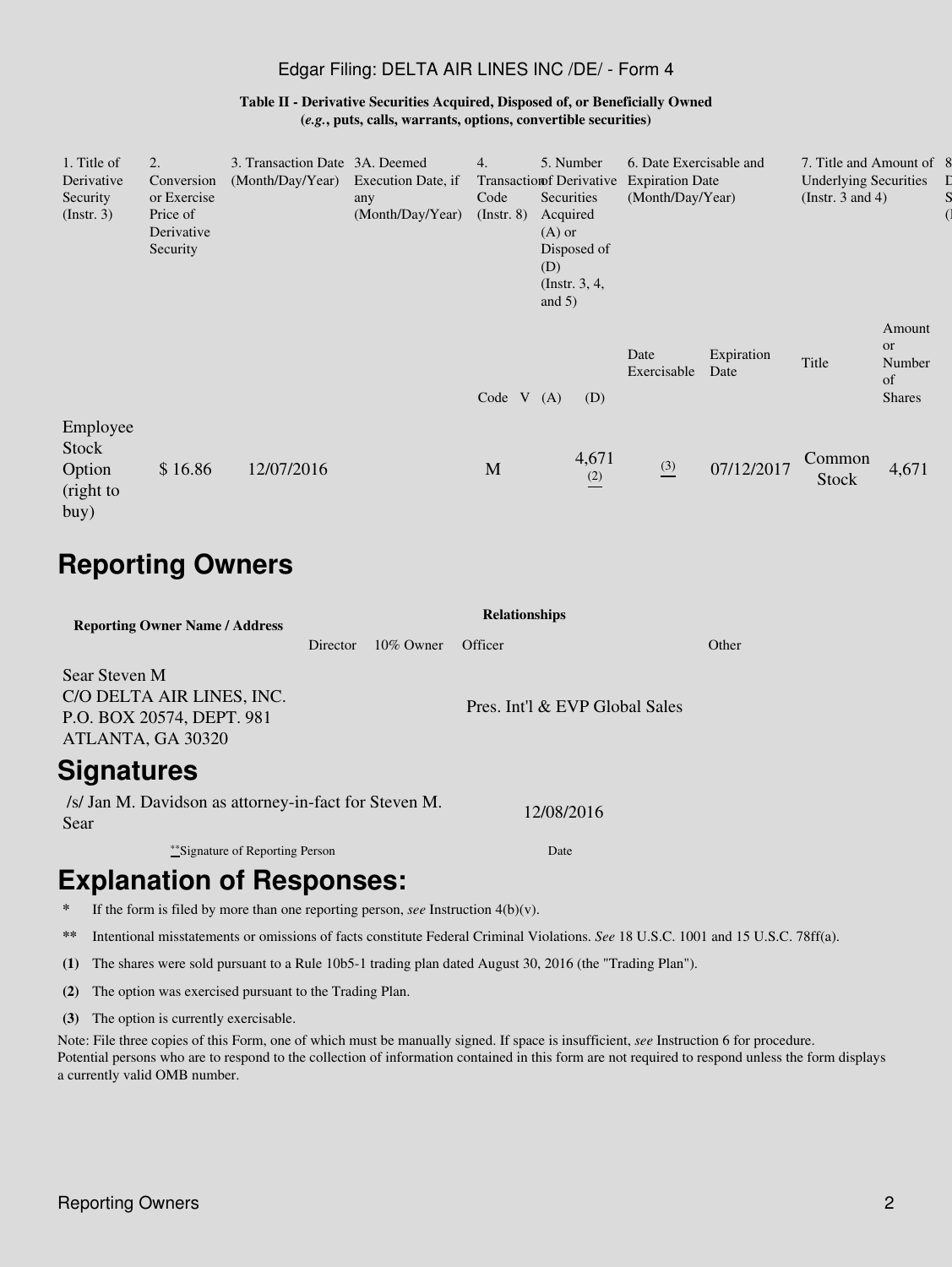Edgar Filing: DELTA AIR LINES INC /DE/ - Form 4

**Table II - Derivative Securities Acquired, Disposed of, or Beneficially Owned**
**(*e.g.*, puts, calls, warrants, options, convertible securities)**

| 1. Title of Derivative Security (Instr. 3) | 2. Conversion or Exercise Price of Derivative Security | 3. Transaction Date (Month/Day/Year) | 3A. Deemed Execution Date, if any (Month/Day/Year) | 4. Transaction Code (Instr. 8) | | 5. Number of Derivative Securities Acquired (A) or Disposed of (D) (Instr. 3, 4, and 5) | | 6. Date Exercisable and Expiration Date (Month/Day/Year) | | 7. Title and Amount of Underlying Securities (Instr. 3 and 4) | |
|---|---|---|---|---|---|---|---|---|---|---|---|
| | | | | Code | V | (A) | (D) | Date Exercisable | Expiration Date | Title | Amount or Number of Shares |
| Employee Stock Option (right to buy) | $ 16.86 | 12/07/2016 | | M | | | 4,671 (2) | (3) | 07/12/2017 | Common Stock | 4,671 |

## Reporting Owners

| Reporting Owner Name / Address | Relationships | | | |
|---|---|---|---|---|
| | Director | 10% Owner | Officer | Other |
| Sear Steven M<br>C/O DELTA AIR LINES, INC.<br>P.O. BOX 20574, DEPT. 981<br>ATLANTA, GA 30320 | | | Pres. Int'l & EVP Global Sales | |

## Signatures

| | |
|---|---|
| /s/ Jan M. Davidson as attorney-in-fact for Steven M. Sear | 12/08/2016 |
| **Signature of Reporting Person | Date |

## Explanation of Responses:

\* If the form is filed by more than one reporting person, *see* Instruction 4(b)(v).

\** Intentional misstatements or omissions of facts constitute Federal Criminal Violations. *See* 18 U.S.C. 1001 and 15 U.S.C. 78ff(a).

**(1)** The shares were sold pursuant to a Rule 10b5-1 trading plan dated August 30, 2016 (the "Trading Plan").

**(2)** The option was exercised pursuant to the Trading Plan.

**(3)** The option is currently exercisable.

Note: File three copies of this Form, one of which must be manually signed. If space is insufficient, *see* Instruction 6 for procedure.
Potential persons who are to respond to the collection of information contained in this form are not required to respond unless the form displays a currently valid OMB number.